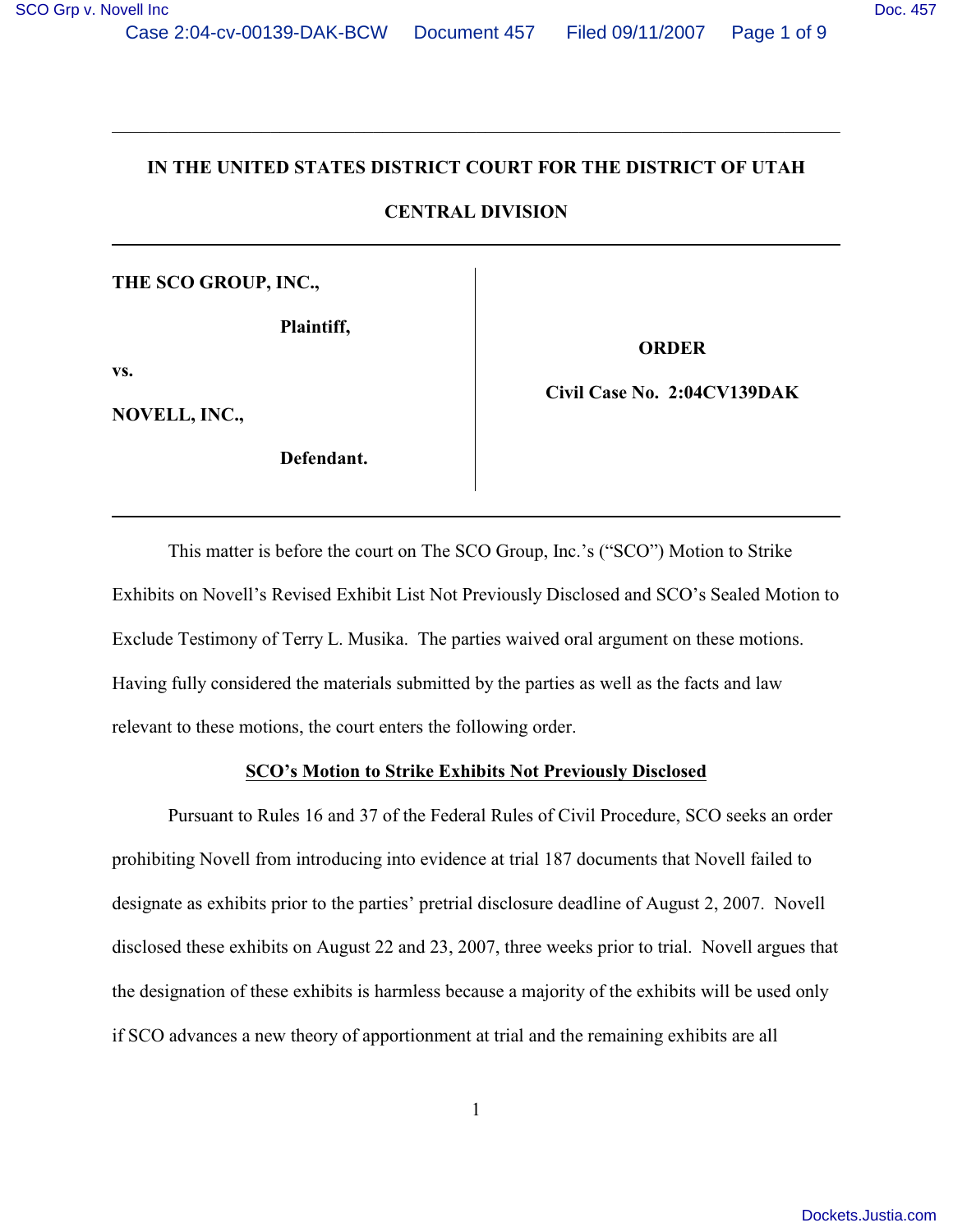# IN THE UNITED STATES DISTRICT COURT FOR THE DISTRICT OF UTAH

## CENTRAL DIVISION

| | |
|---|---|
| **THE SCO GROUP, INC.,**<br><br>**Plaintiff,**<br><br>**vs.**<br><br>**NOVELL, INC.,**<br><br>**Defendant.** | **ORDER**<br><br>**Civil Case No. 2:04CV139DAK** |

This matter is before the court on The SCO Group, Inc.'s ("SCO") Motion to Strike Exhibits on Novell's Revised Exhibit List Not Previously Disclosed and SCO's Sealed Motion to Exclude Testimony of Terry L. Musika. The parties waived oral argument on these motions. Having fully considered the materials submitted by the parties as well as the facts and law relevant to these motions, the court enters the following order.

**SCO's Motion to Strike Exhibits Not Previously Disclosed**

Pursuant to Rules 16 and 37 of the Federal Rules of Civil Procedure, SCO seeks an order prohibiting Novell from introducing into evidence at trial 187 documents that Novell failed to designate as exhibits prior to the parties' pretrial disclosure deadline of August 2, 2007. Novell disclosed these exhibits on August 22 and 23, 2007, three weeks prior to trial. Novell argues that the designation of these exhibits is harmless because a majority of the exhibits will be used only if SCO advances a new theory of apportionment at trial and the remaining exhibits are all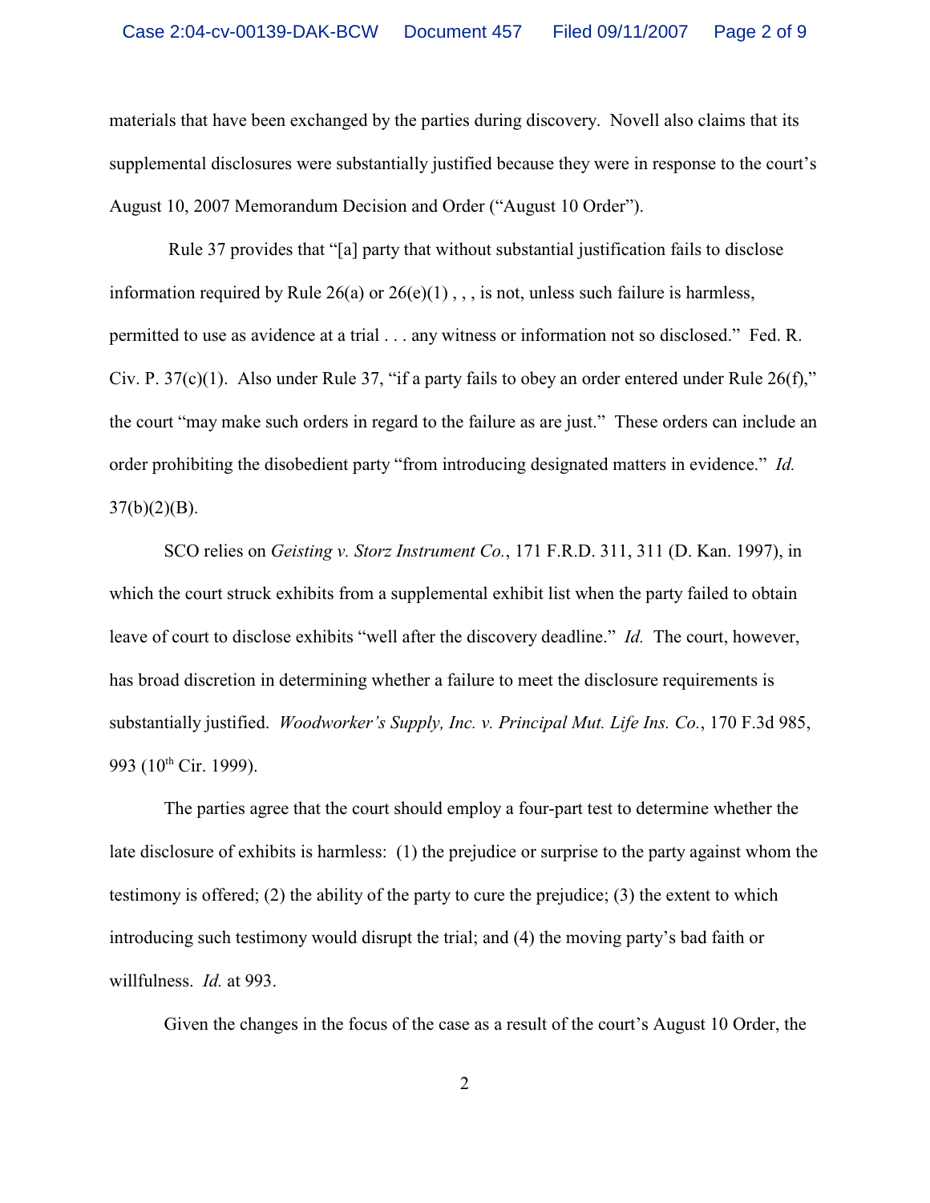materials that have been exchanged by the parties during discovery. Novell also claims that its supplemental disclosures were substantially justified because they were in response to the court's August 10, 2007 Memorandum Decision and Order ("August 10 Order").

Rule 37 provides that "[a] party that without substantial justification fails to disclose information required by Rule 26(a) or 26(e)(1) , , , is not, unless such failure is harmless, permitted to use as avidence at a trial . . . any witness or information not so disclosed." Fed. R. Civ. P. 37(c)(1). Also under Rule 37, "if a party fails to obey an order entered under Rule 26(f)," the court "may make such orders in regard to the failure as are just." These orders can include an order prohibiting the disobedient party "from introducing designated matters in evidence." *Id.* 37(b)(2)(B).

SCO relies on *Geisting v. Storz Instrument Co.*, 171 F.R.D. 311, 311 (D. Kan. 1997), in which the court struck exhibits from a supplemental exhibit list when the party failed to obtain leave of court to disclose exhibits "well after the discovery deadline." *Id.* The court, however, has broad discretion in determining whether a failure to meet the disclosure requirements is substantially justified. *Woodworker's Supply, Inc. v. Principal Mut. Life Ins. Co.*, 170 F.3d 985, 993 (10th Cir. 1999).

The parties agree that the court should employ a four-part test to determine whether the late disclosure of exhibits is harmless: (1) the prejudice or surprise to the party against whom the testimony is offered; (2) the ability of the party to cure the prejudice; (3) the extent to which introducing such testimony would disrupt the trial; and (4) the moving party's bad faith or willfulness. *Id.* at 993.

Given the changes in the focus of the case as a result of the court's August 10 Order, the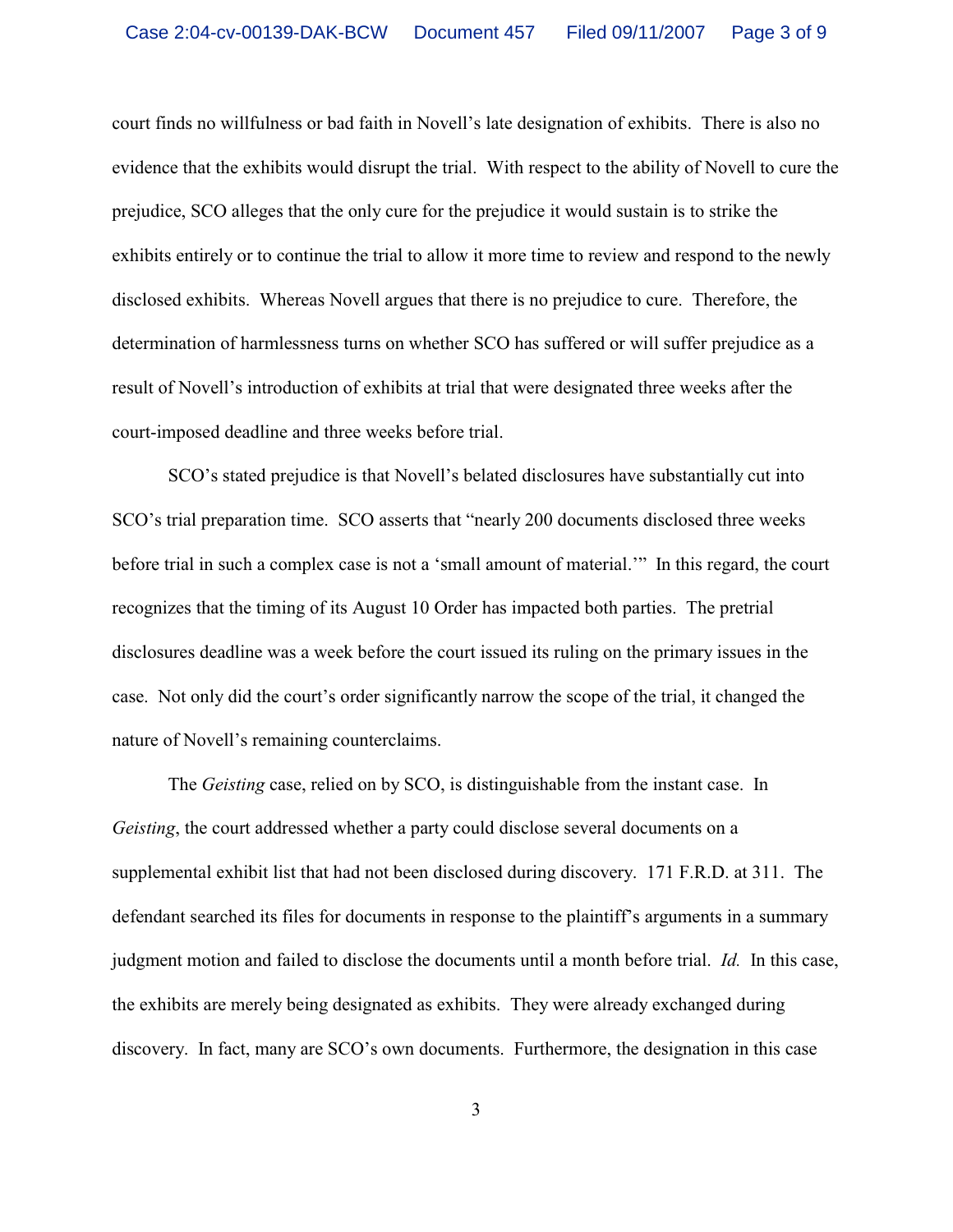court finds no willfulness or bad faith in Novell's late designation of exhibits. There is also no evidence that the exhibits would disrupt the trial. With respect to the ability of Novell to cure the prejudice, SCO alleges that the only cure for the prejudice it would sustain is to strike the exhibits entirely or to continue the trial to allow it more time to review and respond to the newly disclosed exhibits. Whereas Novell argues that there is no prejudice to cure. Therefore, the determination of harmlessness turns on whether SCO has suffered or will suffer prejudice as a result of Novell's introduction of exhibits at trial that were designated three weeks after the court-imposed deadline and three weeks before trial.

SCO's stated prejudice is that Novell's belated disclosures have substantially cut into SCO's trial preparation time. SCO asserts that "nearly 200 documents disclosed three weeks before trial in such a complex case is not a 'small amount of material.'" In this regard, the court recognizes that the timing of its August 10 Order has impacted both parties. The pretrial disclosures deadline was a week before the court issued its ruling on the primary issues in the case. Not only did the court's order significantly narrow the scope of the trial, it changed the nature of Novell's remaining counterclaims.

The *Geisting* case, relied on by SCO, is distinguishable from the instant case. In *Geisting*, the court addressed whether a party could disclose several documents on a supplemental exhibit list that had not been disclosed during discovery. 171 F.R.D. at 311. The defendant searched its files for documents in response to the plaintiff's arguments in a summary judgment motion and failed to disclose the documents until a month before trial. *Id.* In this case, the exhibits are merely being designated as exhibits. They were already exchanged during discovery. In fact, many are SCO's own documents. Furthermore, the designation in this case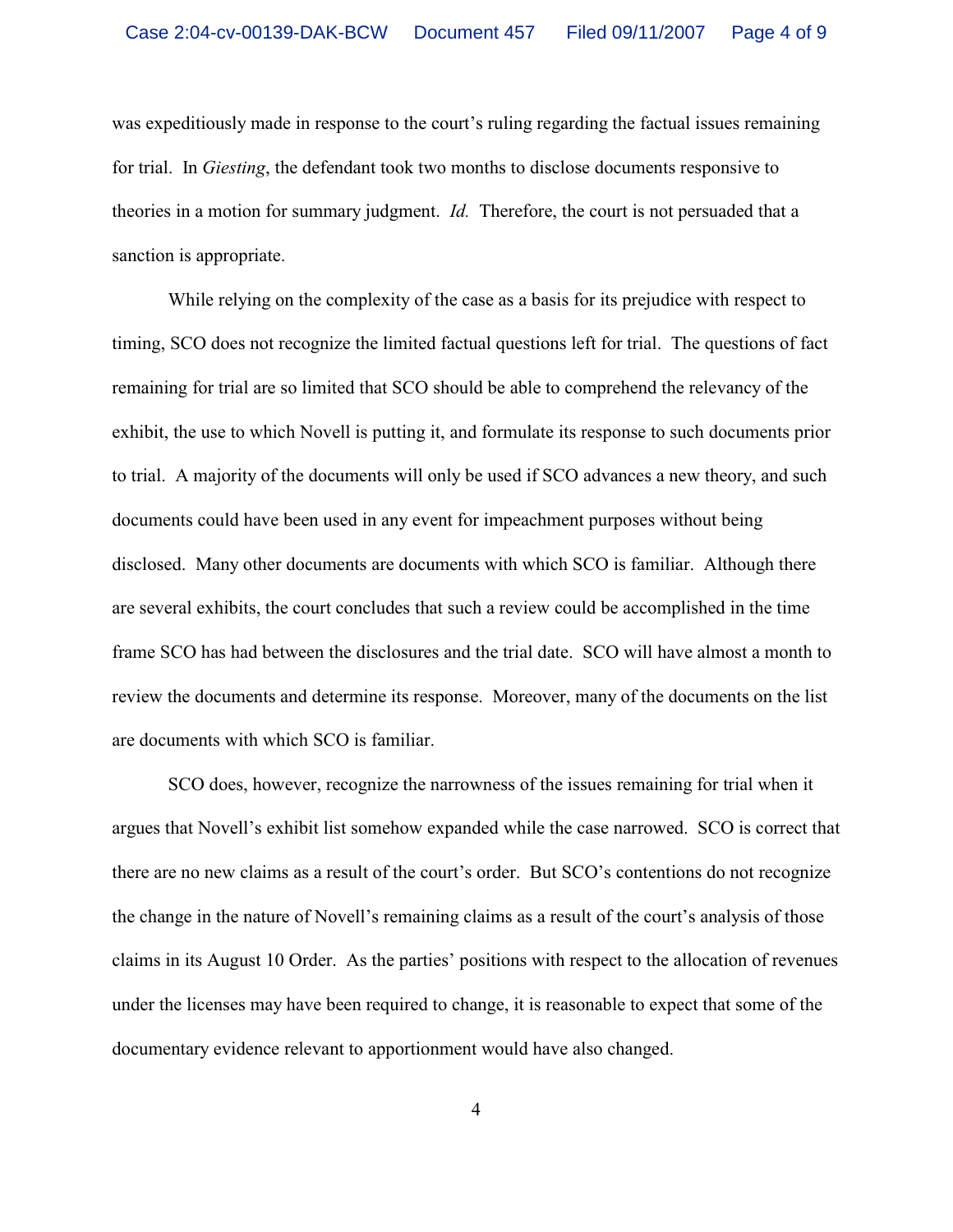was expeditiously made in response to the court's ruling regarding the factual issues remaining for trial. In *Giesting*, the defendant took two months to disclose documents responsive to theories in a motion for summary judgment. *Id.* Therefore, the court is not persuaded that a sanction is appropriate.

While relying on the complexity of the case as a basis for its prejudice with respect to timing, SCO does not recognize the limited factual questions left for trial. The questions of fact remaining for trial are so limited that SCO should be able to comprehend the relevancy of the exhibit, the use to which Novell is putting it, and formulate its response to such documents prior to trial. A majority of the documents will only be used if SCO advances a new theory, and such documents could have been used in any event for impeachment purposes without being disclosed. Many other documents are documents with which SCO is familiar. Although there are several exhibits, the court concludes that such a review could be accomplished in the time frame SCO has had between the disclosures and the trial date. SCO will have almost a month to review the documents and determine its response. Moreover, many of the documents on the list are documents with which SCO is familiar.

SCO does, however, recognize the narrowness of the issues remaining for trial when it argues that Novell's exhibit list somehow expanded while the case narrowed. SCO is correct that there are no new claims as a result of the court's order. But SCO's contentions do not recognize the change in the nature of Novell's remaining claims as a result of the court's analysis of those claims in its August 10 Order. As the parties' positions with respect to the allocation of revenues under the licenses may have been required to change, it is reasonable to expect that some of the documentary evidence relevant to apportionment would have also changed.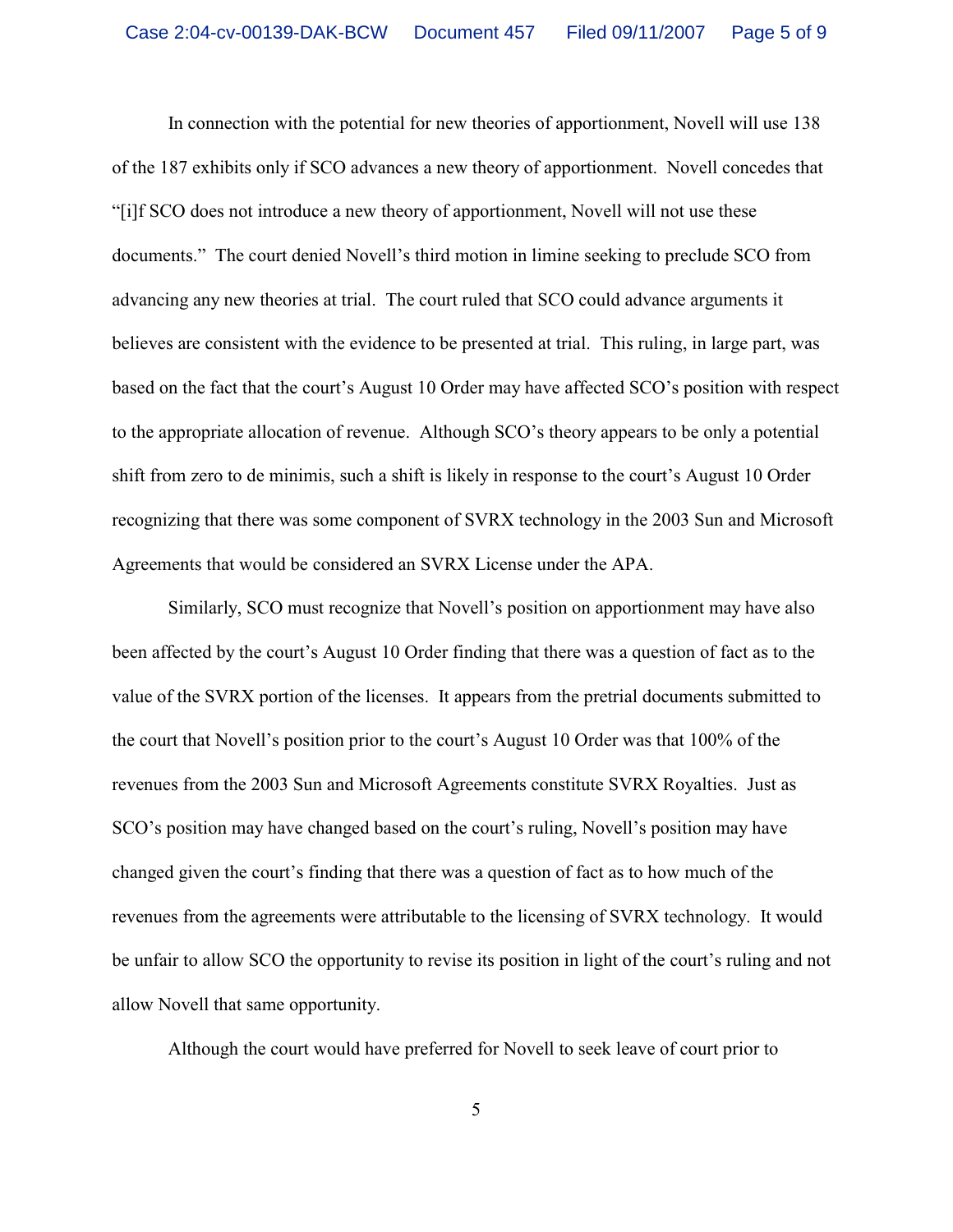In connection with the potential for new theories of apportionment, Novell will use 138 of the 187 exhibits only if SCO advances a new theory of apportionment. Novell concedes that "[i]f SCO does not introduce a new theory of apportionment, Novell will not use these documents." The court denied Novell's third motion in limine seeking to preclude SCO from advancing any new theories at trial. The court ruled that SCO could advance arguments it believes are consistent with the evidence to be presented at trial. This ruling, in large part, was based on the fact that the court's August 10 Order may have affected SCO's position with respect to the appropriate allocation of revenue. Although SCO's theory appears to be only a potential shift from zero to de minimis, such a shift is likely in response to the court's August 10 Order recognizing that there was some component of SVRX technology in the 2003 Sun and Microsoft Agreements that would be considered an SVRX License under the APA.

Similarly, SCO must recognize that Novell's position on apportionment may have also been affected by the court's August 10 Order finding that there was a question of fact as to the value of the SVRX portion of the licenses. It appears from the pretrial documents submitted to the court that Novell's position prior to the court's August 10 Order was that 100% of the revenues from the 2003 Sun and Microsoft Agreements constitute SVRX Royalties. Just as SCO's position may have changed based on the court's ruling, Novell's position may have changed given the court's finding that there was a question of fact as to how much of the revenues from the agreements were attributable to the licensing of SVRX technology. It would be unfair to allow SCO the opportunity to revise its position in light of the court's ruling and not allow Novell that same opportunity.

Although the court would have preferred for Novell to seek leave of court prior to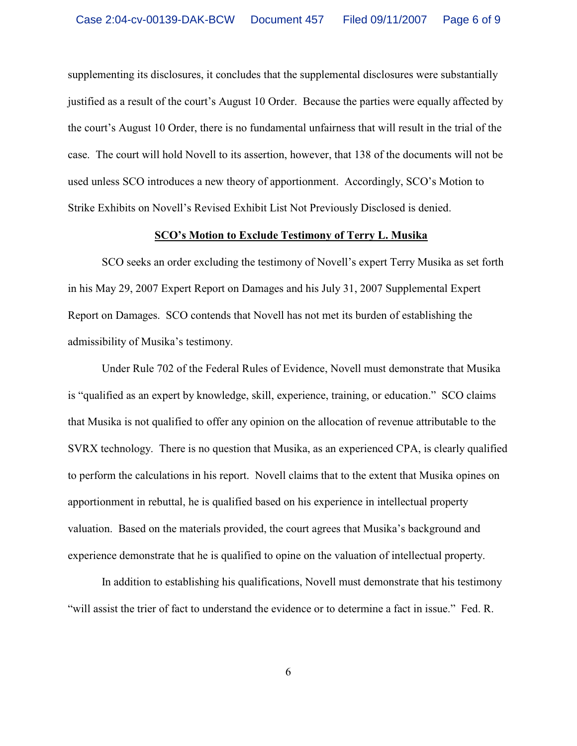supplementing its disclosures, it concludes that the supplemental disclosures were substantially justified as a result of the court's August 10 Order. Because the parties were equally affected by the court's August 10 Order, there is no fundamental unfairness that will result in the trial of the case. The court will hold Novell to its assertion, however, that 138 of the documents will not be used unless SCO introduces a new theory of apportionment. Accordingly, SCO's Motion to Strike Exhibits on Novell's Revised Exhibit List Not Previously Disclosed is denied.

**SCO's Motion to Exclude Testimony of Terry L. Musika**

SCO seeks an order excluding the testimony of Novell's expert Terry Musika as set forth in his May 29, 2007 Expert Report on Damages and his July 31, 2007 Supplemental Expert Report on Damages. SCO contends that Novell has not met its burden of establishing the admissibility of Musika's testimony.

Under Rule 702 of the Federal Rules of Evidence, Novell must demonstrate that Musika is "qualified as an expert by knowledge, skill, experience, training, or education." SCO claims that Musika is not qualified to offer any opinion on the allocation of revenue attributable to the SVRX technology. There is no question that Musika, as an experienced CPA, is clearly qualified to perform the calculations in his report. Novell claims that to the extent that Musika opines on apportionment in rebuttal, he is qualified based on his experience in intellectual property valuation. Based on the materials provided, the court agrees that Musika's background and experience demonstrate that he is qualified to opine on the valuation of intellectual property.

In addition to establishing his qualifications, Novell must demonstrate that his testimony "will assist the trier of fact to understand the evidence or to determine a fact in issue." Fed. R.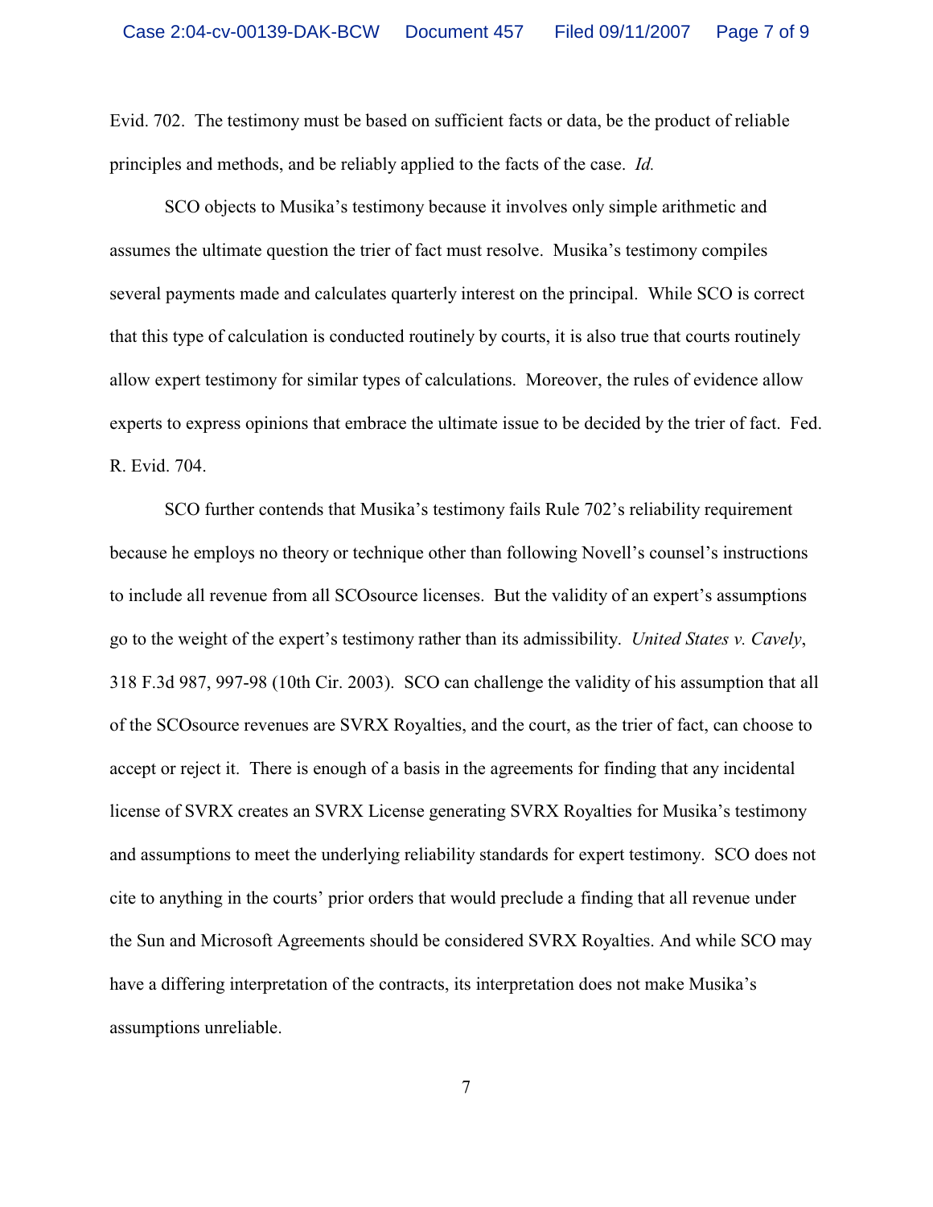Evid. 702. The testimony must be based on sufficient facts or data, be the product of reliable principles and methods, and be reliably applied to the facts of the case. *Id.*

SCO objects to Musika's testimony because it involves only simple arithmetic and assumes the ultimate question the trier of fact must resolve. Musika's testimony compiles several payments made and calculates quarterly interest on the principal. While SCO is correct that this type of calculation is conducted routinely by courts, it is also true that courts routinely allow expert testimony for similar types of calculations. Moreover, the rules of evidence allow experts to express opinions that embrace the ultimate issue to be decided by the trier of fact. Fed. R. Evid. 704.

SCO further contends that Musika's testimony fails Rule 702's reliability requirement because he employs no theory or technique other than following Novell's counsel's instructions to include all revenue from all SCOsource licenses. But the validity of an expert's assumptions go to the weight of the expert's testimony rather than its admissibility. *United States v. Cavely*, 318 F.3d 987, 997-98 (10th Cir. 2003). SCO can challenge the validity of his assumption that all of the SCOsource revenues are SVRX Royalties, and the court, as the trier of fact, can choose to accept or reject it. There is enough of a basis in the agreements for finding that any incidental license of SVRX creates an SVRX License generating SVRX Royalties for Musika's testimony and assumptions to meet the underlying reliability standards for expert testimony. SCO does not cite to anything in the courts' prior orders that would preclude a finding that all revenue under the Sun and Microsoft Agreements should be considered SVRX Royalties. And while SCO may have a differing interpretation of the contracts, its interpretation does not make Musika's assumptions unreliable.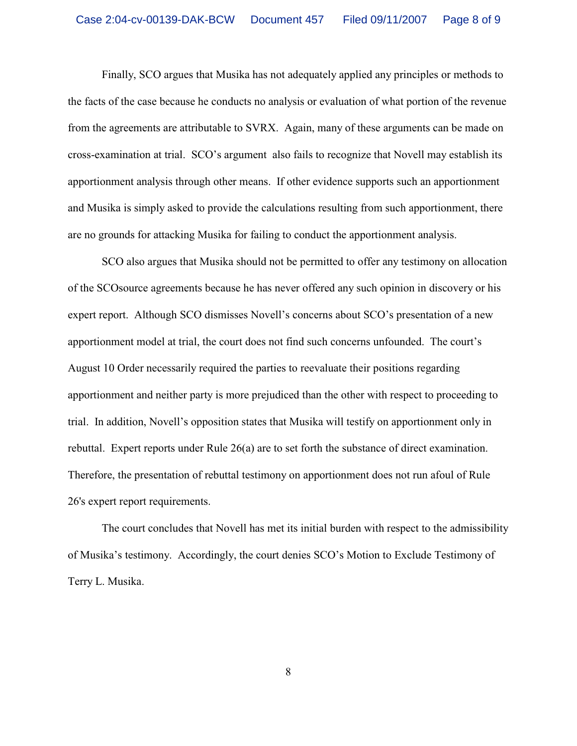Finally, SCO argues that Musika has not adequately applied any principles or methods to the facts of the case because he conducts no analysis or evaluation of what portion of the revenue from the agreements are attributable to SVRX. Again, many of these arguments can be made on cross-examination at trial. SCO's argument also fails to recognize that Novell may establish its apportionment analysis through other means. If other evidence supports such an apportionment and Musika is simply asked to provide the calculations resulting from such apportionment, there are no grounds for attacking Musika for failing to conduct the apportionment analysis.

SCO also argues that Musika should not be permitted to offer any testimony on allocation of the SCOsource agreements because he has never offered any such opinion in discovery or his expert report. Although SCO dismisses Novell's concerns about SCO's presentation of a new apportionment model at trial, the court does not find such concerns unfounded. The court's August 10 Order necessarily required the parties to reevaluate their positions regarding apportionment and neither party is more prejudiced than the other with respect to proceeding to trial. In addition, Novell's opposition states that Musika will testify on apportionment only in rebuttal. Expert reports under Rule 26(a) are to set forth the substance of direct examination. Therefore, the presentation of rebuttal testimony on apportionment does not run afoul of Rule 26's expert report requirements.

The court concludes that Novell has met its initial burden with respect to the admissibility of Musika's testimony. Accordingly, the court denies SCO's Motion to Exclude Testimony of Terry L. Musika.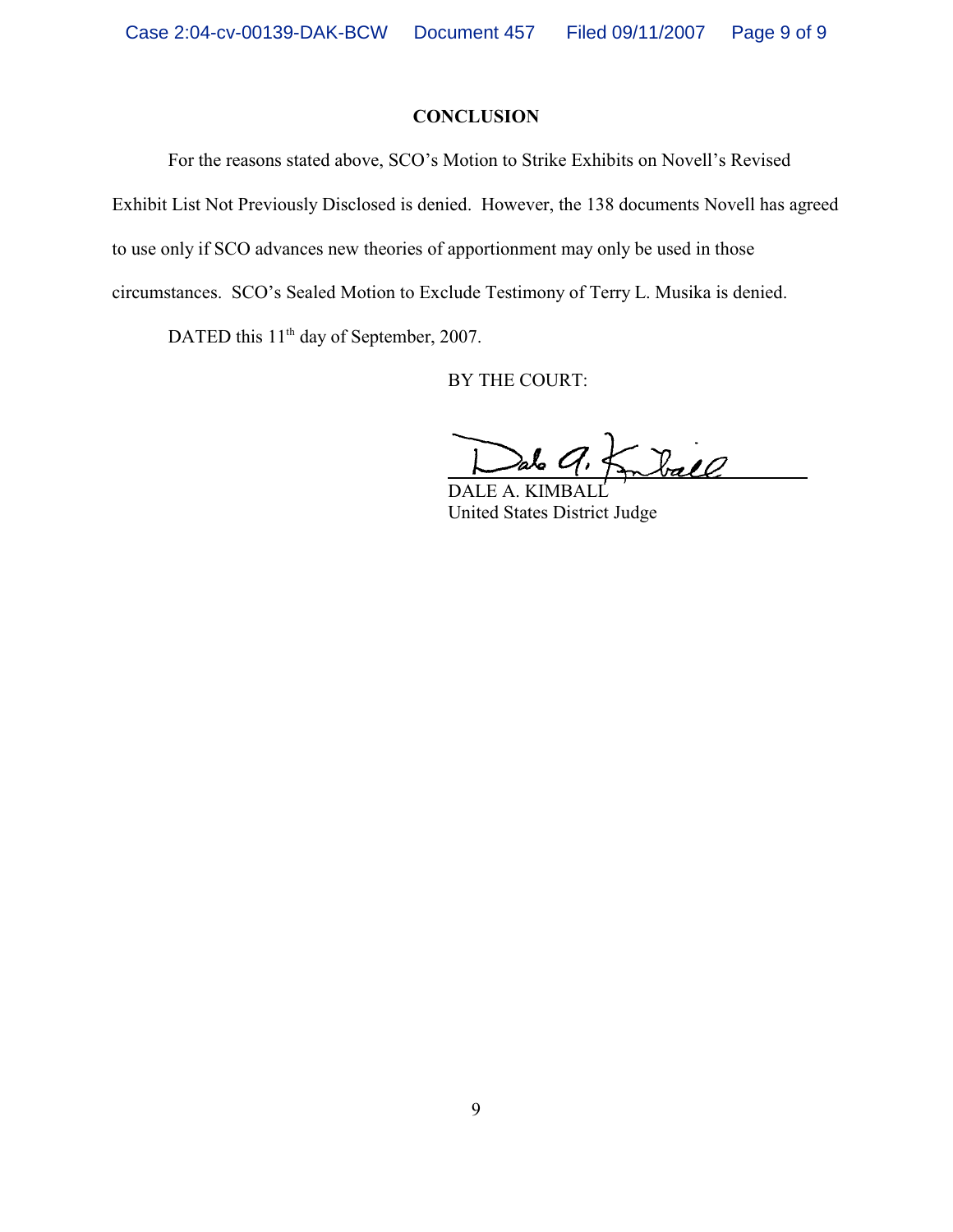## CONCLUSION

For the reasons stated above, SCO's Motion to Strike Exhibits on Novell's Revised Exhibit List Not Previously Disclosed is denied. However, the 138 documents Novell has agreed to use only if SCO advances new theories of apportionment may only be used in those circumstances. SCO's Sealed Motion to Exclude Testimony of Terry L. Musika is denied.

DATED this 11th day of September, 2007.

BY THE COURT:

DALE A. KIMBALL
United States District Judge